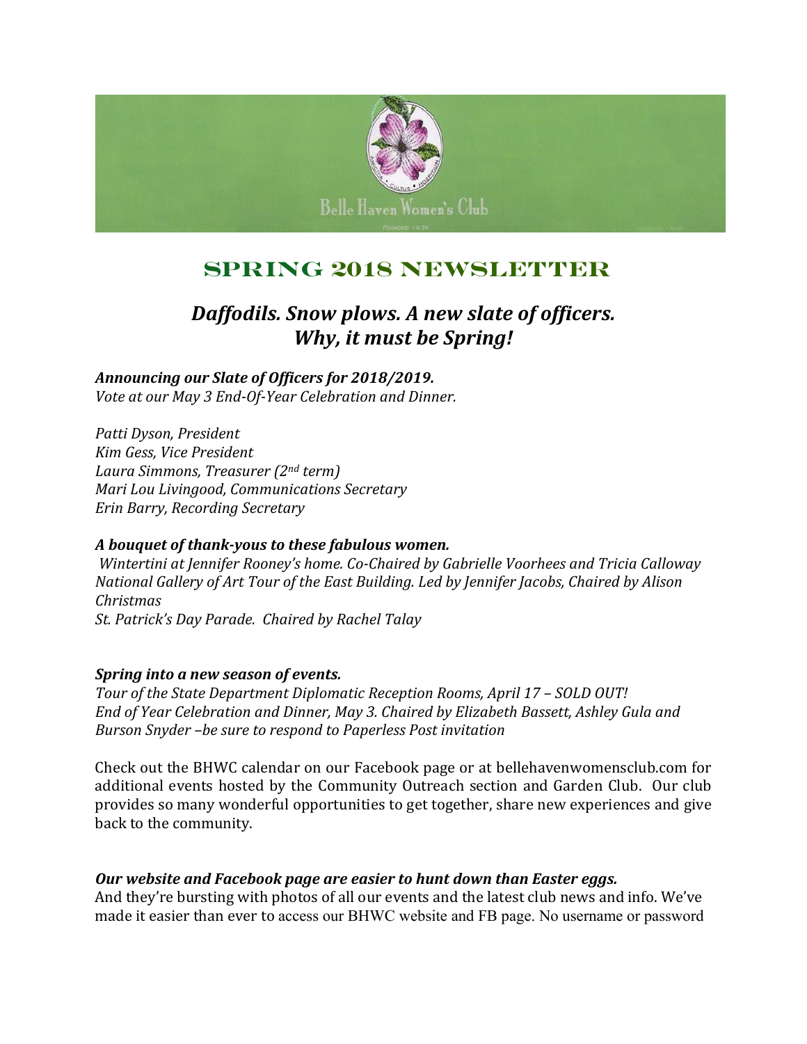Belle Haven Women's Club

Founded 1936

# Spring 2018 Newsletter

## *Daffodils. Snow plows. A new slate of officers. Why, it must be Spring!*

***Announcing our Slate of Officers for 2018/2019.***
*Vote at our May 3 End-Of-Year Celebration and Dinner.*

*Patti Dyson, President*
*Kim Gess, Vice President*
*Laura Simmons, Treasurer (2nd term)*
*Mari Lou Livingood, Communications Secretary*
*Erin Barry, Recording Secretary*

***A bouquet of thank-yous to these fabulous women.***
*Wintertini at Jennifer Rooney's home. Co-Chaired by Gabrielle Voorhees and Tricia Calloway*
*National Gallery of Art Tour of the East Building. Led by Jennifer Jacobs, Chaired by Alison Christmas*
*St. Patrick's Day Parade. Chaired by Rachel Talay*

***Spring into a new season of events.***
*Tour of the State Department Diplomatic Reception Rooms, April 17 – SOLD OUT!*
*End of Year Celebration and Dinner, May 3. Chaired by Elizabeth Bassett, Ashley Gula and Burson Snyder –be sure to respond to Paperless Post invitation*

Check out the BHWC calendar on our Facebook page or at bellehavenwomensclub.com for additional events hosted by the Community Outreach section and Garden Club. Our club provides so many wonderful opportunities to get together, share new experiences and give back to the community.

***Our website and Facebook page are easier to hunt down than Easter eggs.***
And they're bursting with photos of all our events and the latest club news and info. We've made it easier than ever to access our BHWC website and FB page. No username or password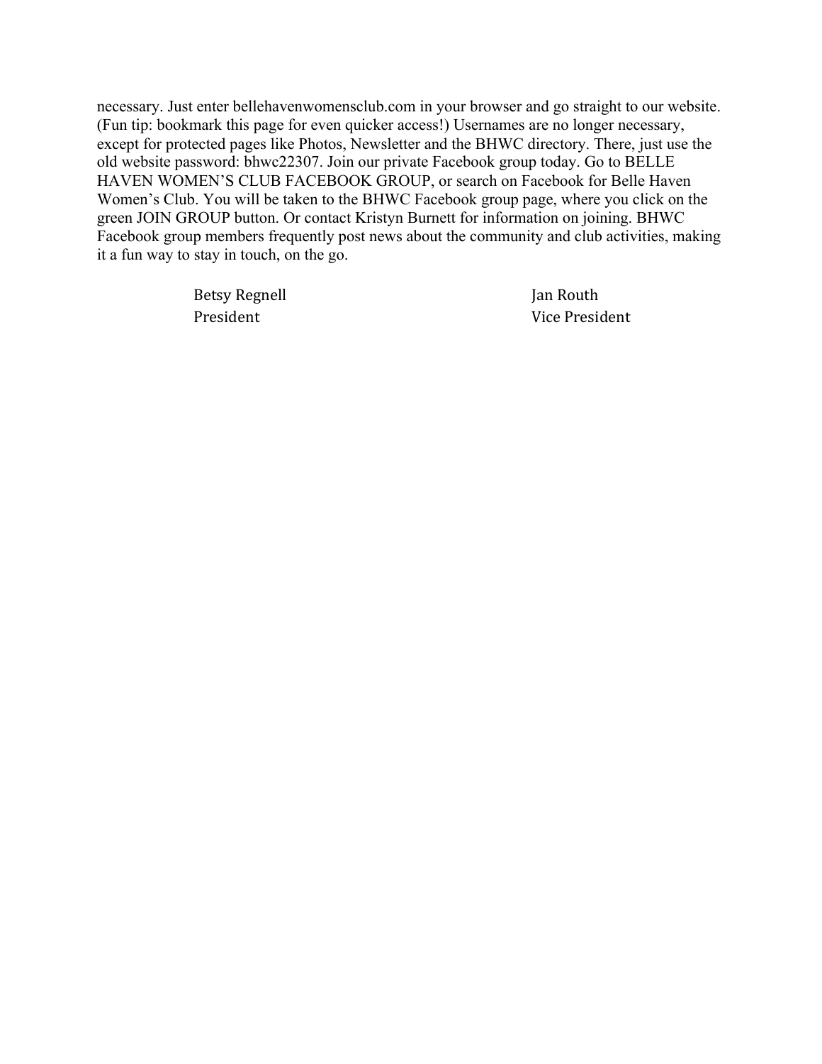necessary. Just enter bellehavenwomensclub.com in your browser and go straight to our website. (Fun tip: bookmark this page for even quicker access!) Usernames are no longer necessary, except for protected pages like Photos, Newsletter and the BHWC directory. There, just use the old website password: bhwc22307. Join our private Facebook group today. Go to BELLE HAVEN WOMEN'S CLUB FACEBOOK GROUP, or search on Facebook for Belle Haven Women's Club. You will be taken to the BHWC Facebook group page, where you click on the green JOIN GROUP button. Or contact Kristyn Burnett for information on joining. BHWC Facebook group members frequently post news about the community and club activities, making it a fun way to stay in touch, on the go.

Betsy Regnell
President

Jan Routh
Vice President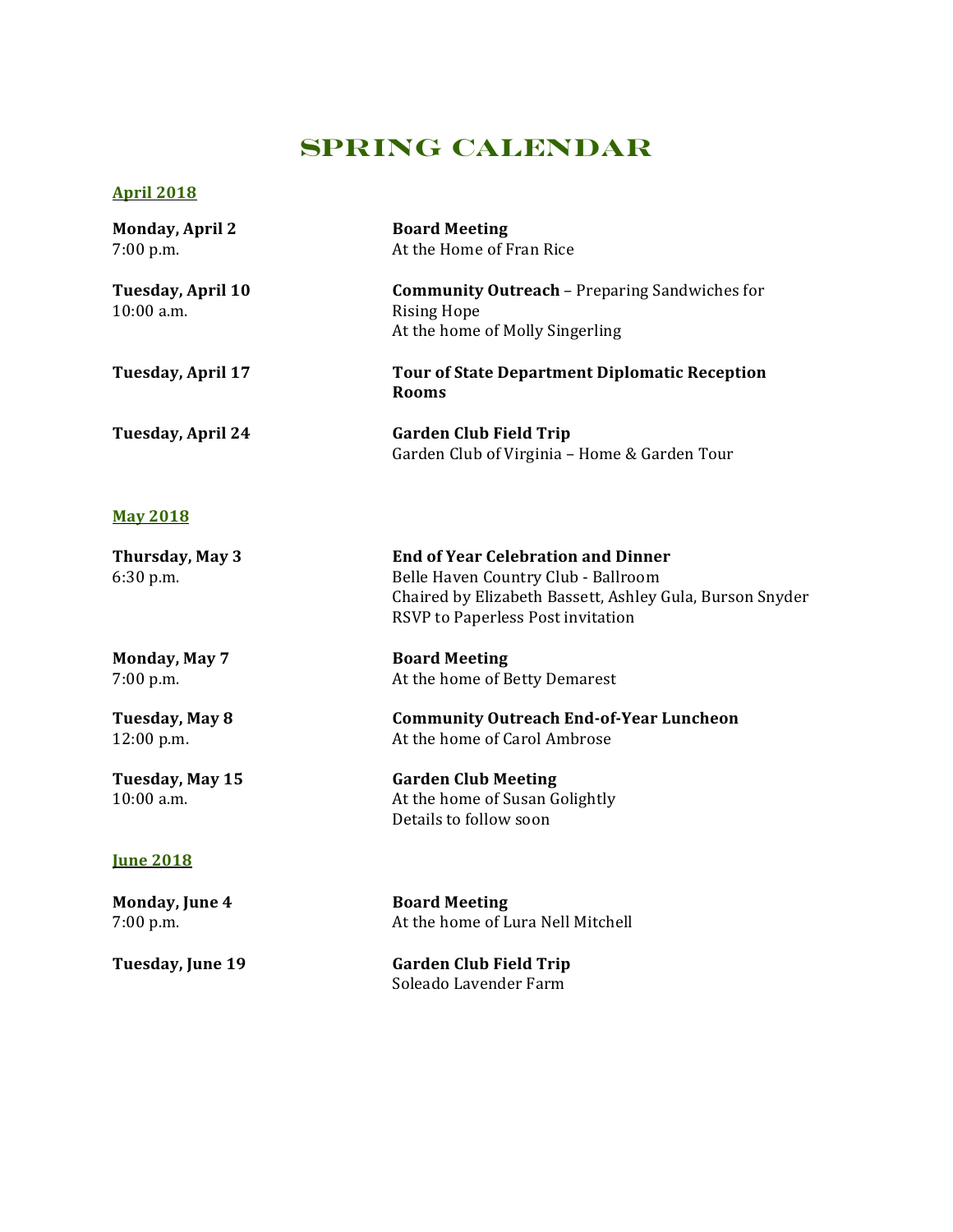# Spring Calendar

**April 2018**

**Monday, April 2**
7:00 p.m.

**Board Meeting**
At the Home of Fran Rice

**Tuesday, April 10**
10:00 a.m.

**Community Outreach** – Preparing Sandwiches for Rising Hope
At the home of Molly Singerling

**Tuesday, April 17**

**Tour of State Department Diplomatic Reception Rooms**

**Tuesday, April 24**

**Garden Club Field Trip**
Garden Club of Virginia – Home & Garden Tour

**May 2018**

**Thursday, May 3**
6:30 p.m.

**End of Year Celebration and Dinner**
Belle Haven Country Club - Ballroom
Chaired by Elizabeth Bassett, Ashley Gula, Burson Snyder
RSVP to Paperless Post invitation

**Monday, May 7**
7:00 p.m.

**Board Meeting**
At the home of Betty Demarest

**Tuesday, May 8**
12:00 p.m.

**Community Outreach End-of-Year Luncheon**
At the home of Carol Ambrose

**Tuesday, May 15**
10:00 a.m.

**Garden Club Meeting**
At the home of Susan Golightly
Details to follow soon

**June 2018**

**Monday, June 4**
7:00 p.m.

**Board Meeting**
At the home of Lura Nell Mitchell

**Tuesday, June 19**

**Garden Club Field Trip**
Soleado Lavender Farm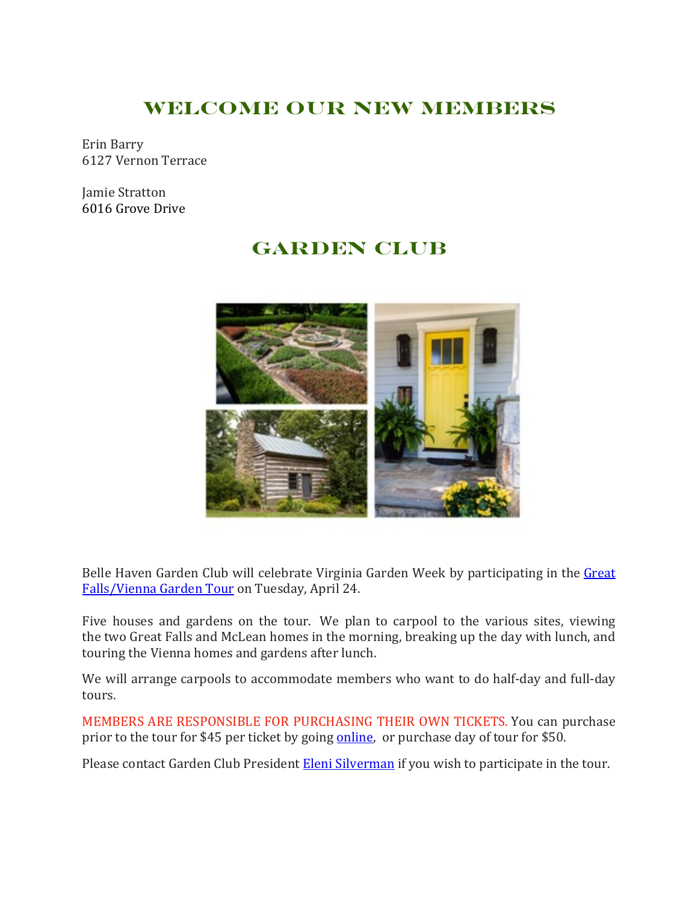## WELCOME OUR NEW MEMBERS

Erin Barry
6127 Vernon Terrace

Jamie Stratton
6016 Grove Drive

## GARDEN CLUB

Belle Haven Garden Club will celebrate Virginia Garden Week by participating in the Great Falls/Vienna Garden Tour on Tuesday, April 24.

Five houses and gardens on the tour. We plan to carpool to the various sites, viewing the two Great Falls and McLean homes in the morning, breaking up the day with lunch, and touring the Vienna homes and gardens after lunch.

We will arrange carpools to accommodate members who want to do half-day and full-day tours.

MEMBERS ARE RESPONSIBLE FOR PURCHASING THEIR OWN TICKETS. You can purchase prior to the tour for $45 per ticket by going online, or purchase day of tour for $50.

Please contact Garden Club President Eleni Silverman if you wish to participate in the tour.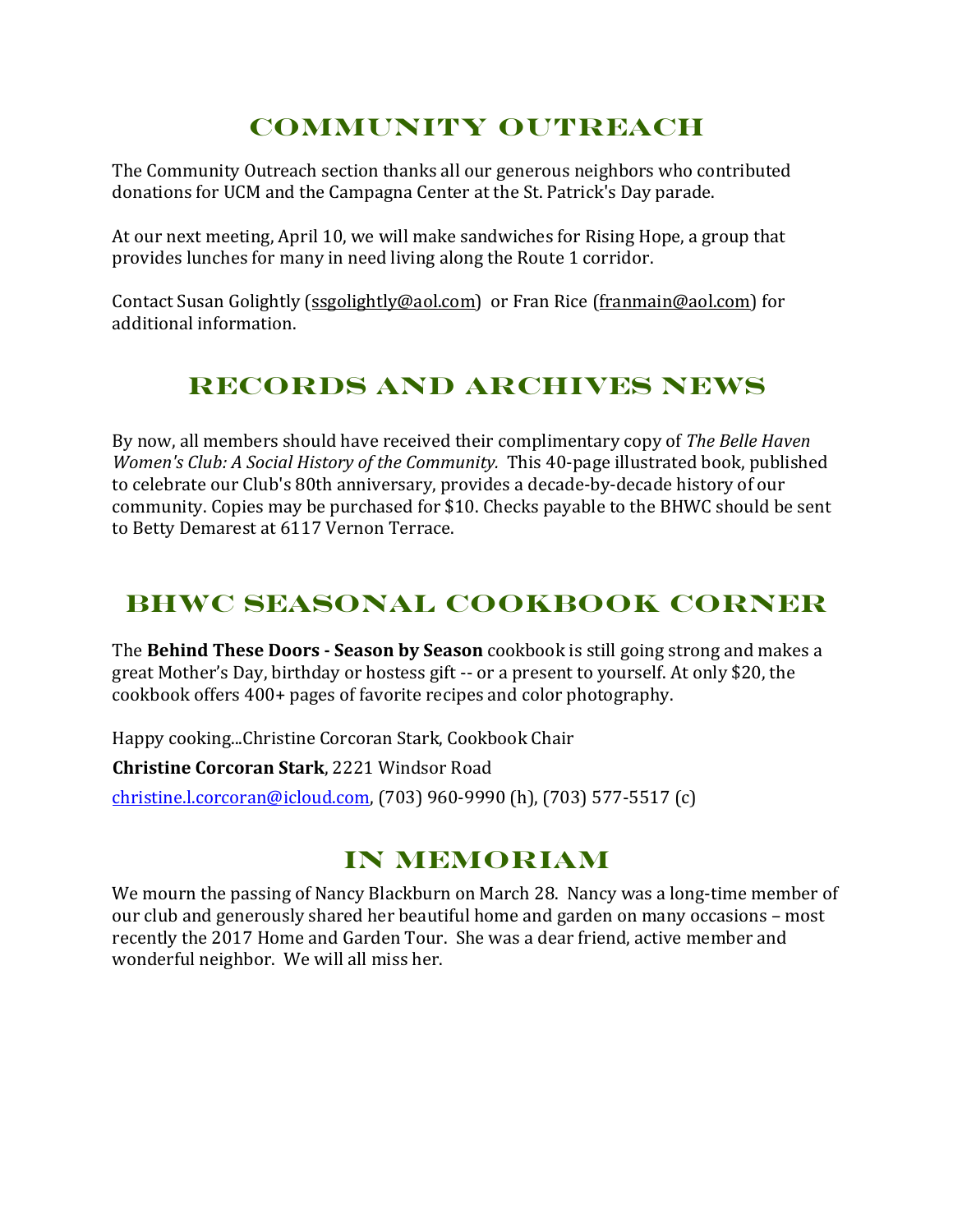## Community Outreach

The Community Outreach section thanks all our generous neighbors who contributed donations for UCM and the Campagna Center at the St. Patrick's Day parade.

At our next meeting, April 10, we will make sandwiches for Rising Hope, a group that provides lunches for many in need living along the Route 1 corridor.

Contact Susan Golightly (ssgolightly@aol.com) or Fran Rice (franmain@aol.com) for additional information.

## Records and Archives News

By now, all members should have received their complimentary copy of *The Belle Haven Women's Club: A Social History of the Community.* This 40-page illustrated book, published to celebrate our Club's 80th anniversary, provides a decade-by-decade history of our community. Copies may be purchased for $10. Checks payable to the BHWC should be sent to Betty Demarest at 6117 Vernon Terrace.

## BHWC Seasonal Cookbook Corner

The **Behind These Doors - Season by Season** cookbook is still going strong and makes a great Mother's Day, birthday or hostess gift -- or a present to yourself. At only $20, the cookbook offers 400+ pages of favorite recipes and color photography.

Happy cooking...Christine Corcoran Stark, Cookbook Chair

**Christine Corcoran Stark**, 2221 Windsor Road

christine.l.corcoran@icloud.com, (703) 960-9990 (h), (703) 577-5517 (c)

## In Memoriam

We mourn the passing of Nancy Blackburn on March 28. Nancy was a long-time member of our club and generously shared her beautiful home and garden on many occasions – most recently the 2017 Home and Garden Tour. She was a dear friend, active member and wonderful neighbor. We will all miss her.